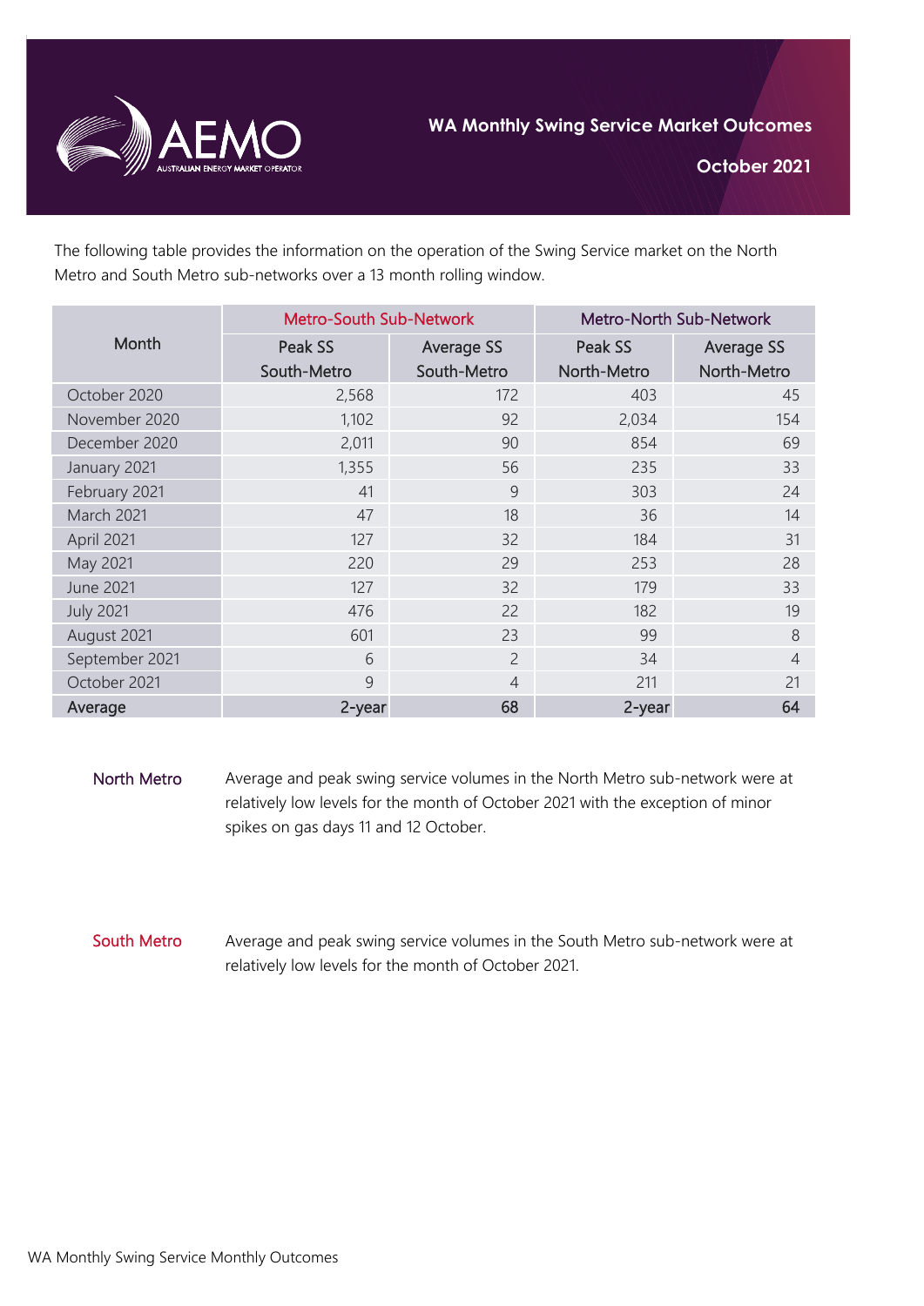# WA Monthly Swing Service Market Outcomes

## October 2021

The following table provides the information on the operation of the Swing Service market on the North Metro and South Metro sub-networks over a 13 month rolling window.

| Month | Metro-South Sub-Network | | Metro-North Sub-Network | |
|---|---|---|---|---|
| | Peak SS South-Metro | Average SS South-Metro | Peak SS North-Metro | Average SS North-Metro |
| October 2020 | 2,568 | 172 | 403 | 45 |
| November 2020 | 1,102 | 92 | 2,034 | 154 |
| December 2020 | 2,011 | 90 | 854 | 69 |
| January 2021 | 1,355 | 56 | 235 | 33 |
| February 2021 | 41 | 9 | 303 | 24 |
| March 2021 | 47 | 18 | 36 | 14 |
| April 2021 | 127 | 32 | 184 | 31 |
| May 2021 | 220 | 29 | 253 | 28 |
| June 2021 | 127 | 32 | 179 | 33 |
| July 2021 | 476 | 22 | 182 | 19 |
| August 2021 | 601 | 23 | 99 | 8 |
| September 2021 | 6 | 2 | 34 | 4 |
| October 2021 | 9 | 4 | 211 | 21 |
| **Average** | **2-year** | **68** | **2-year** | **64** |

**North Metro**

Average and peak swing service volumes in the North Metro sub-network were at relatively low levels for the month of October 2021 with the exception of minor spikes on gas days 11 and 12 October.

**South Metro**

Average and peak swing service volumes in the South Metro sub-network were at relatively low levels for the month of October 2021.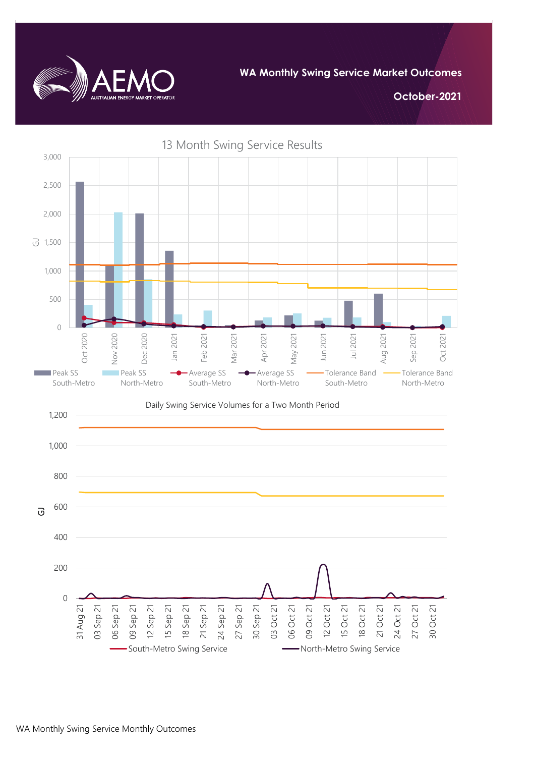**WA Monthly Swing Service Market Outcomes**

**October-2021**

13 Month Swing Service Results

Daily Swing Service Volumes for a Two Month Period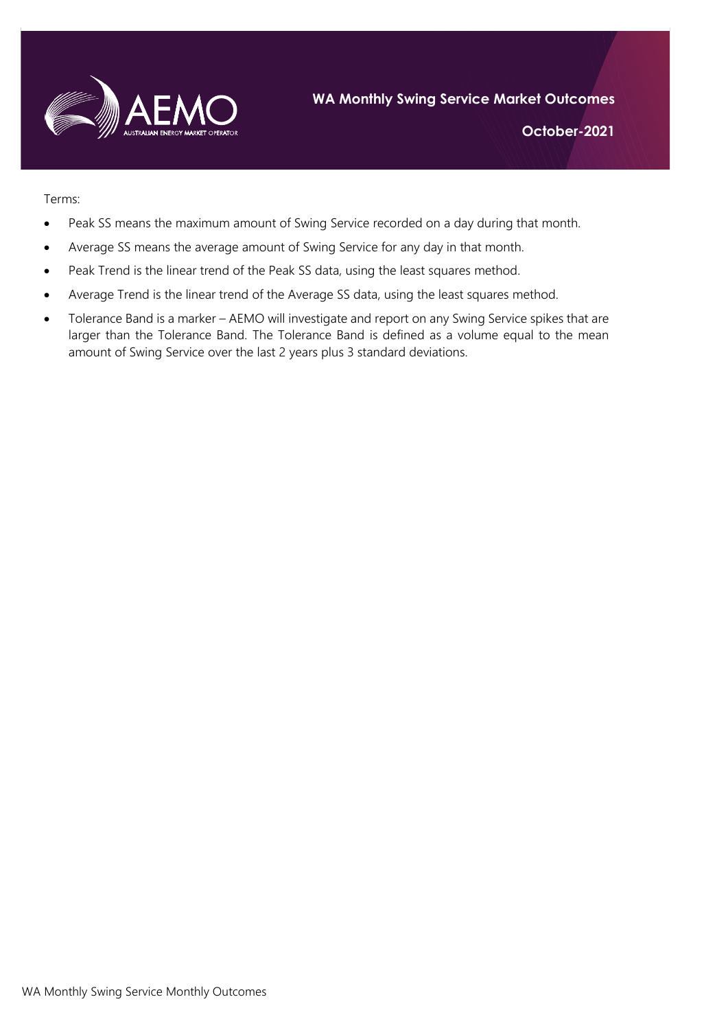# WA Monthly Swing Service Market Outcomes

## October-2021

Terms:

- Peak SS means the maximum amount of Swing Service recorded on a day during that month.
- Average SS means the average amount of Swing Service for any day in that month.
- Peak Trend is the linear trend of the Peak SS data, using the least squares method.
- Average Trend is the linear trend of the Average SS data, using the least squares method.
- Tolerance Band is a marker – AEMO will investigate and report on any Swing Service spikes that are larger than the Tolerance Band. The Tolerance Band is defined as a volume equal to the mean amount of Swing Service over the last 2 years plus 3 standard deviations.